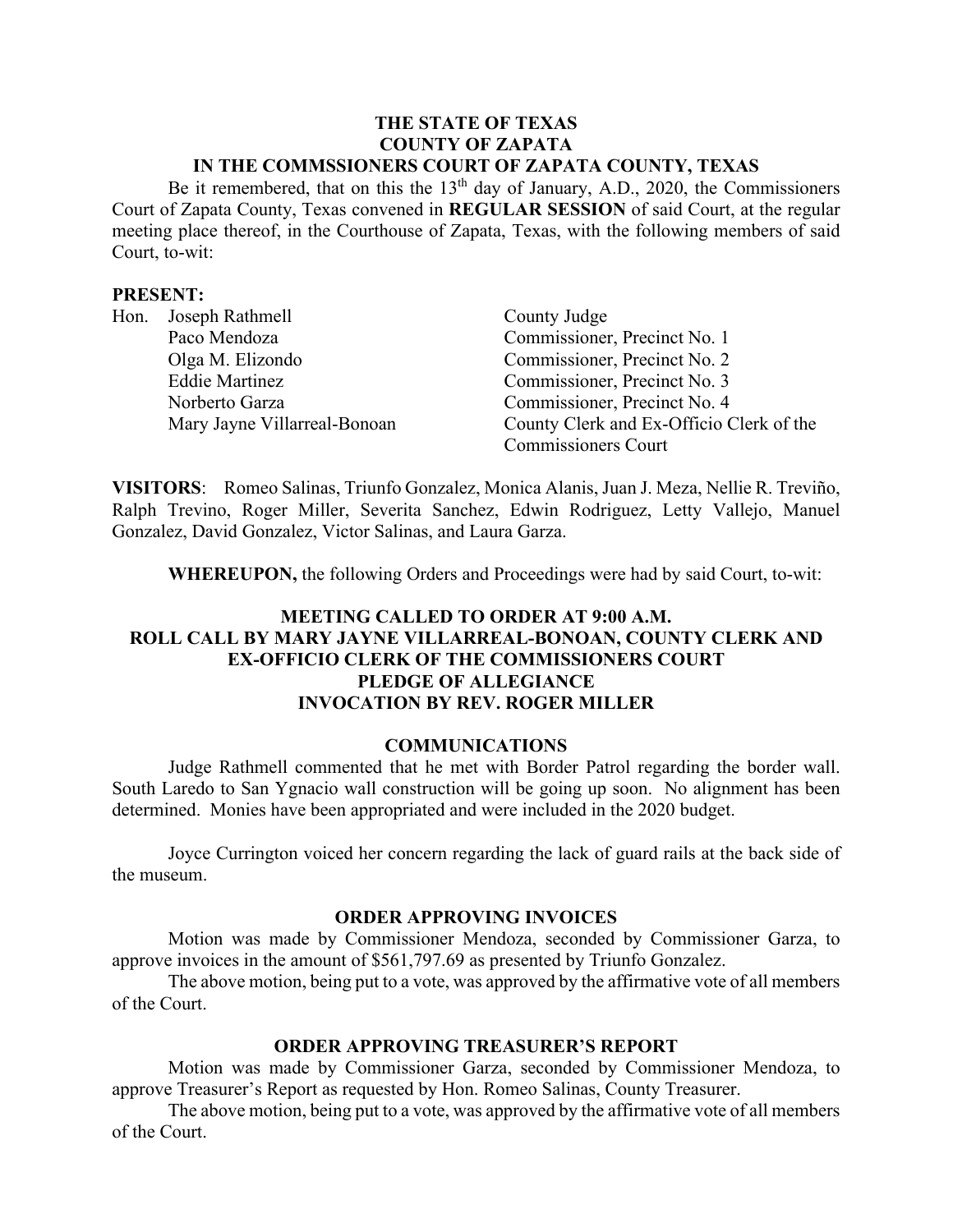**THE STATE OF TEXAS**
**COUNTY OF ZAPATA**
**IN THE COMMSSIONERS COURT OF ZAPATA COUNTY, TEXAS**

Be it remembered, that on this the 13th day of January, A.D., 2020, the Commissioners Court of Zapata County, Texas convened in **REGULAR SESSION** of said Court, at the regular meeting place thereof, in the Courthouse of Zapata, Texas, with the following members of said Court, to-wit:

**PRESENT:**

| | | |
|---|---|---|
| Hon. | Joseph Rathmell | County Judge |
| | Paco Mendoza | Commissioner, Precinct No. 1 |
| | Olga M. Elizondo | Commissioner, Precinct No. 2 |
| | Eddie Martinez | Commissioner, Precinct No. 3 |
| | Norberto Garza | Commissioner, Precinct No. 4 |
| | Mary Jayne Villarreal-Bonoan | County Clerk and Ex-Officio Clerk of the Commissioners Court |

**VISITORS**: Romeo Salinas, Triunfo Gonzalez, Monica Alanis, Juan J. Meza, Nellie R. Treviño, Ralph Trevino, Roger Miller, Severita Sanchez, Edwin Rodriguez, Letty Vallejo, Manuel Gonzalez, David Gonzalez, Victor Salinas, and Laura Garza.

**WHEREUPON,** the following Orders and Proceedings were had by said Court, to-wit:

**MEETING CALLED TO ORDER AT 9:00 A.M.**
**ROLL CALL BY MARY JAYNE VILLARREAL-BONOAN, COUNTY CLERK AND EX-OFFICIO CLERK OF THE COMMISSIONERS COURT**
**PLEDGE OF ALLEGIANCE**
**INVOCATION BY REV. ROGER MILLER**

**COMMUNICATIONS**

Judge Rathmell commented that he met with Border Patrol regarding the border wall. South Laredo to San Ygnacio wall construction will be going up soon. No alignment has been determined. Monies have been appropriated and were included in the 2020 budget.

Joyce Currington voiced her concern regarding the lack of guard rails at the back side of the museum.

**ORDER APPROVING INVOICES**

Motion was made by Commissioner Mendoza, seconded by Commissioner Garza, to approve invoices in the amount of $561,797.69 as presented by Triunfo Gonzalez.

The above motion, being put to a vote, was approved by the affirmative vote of all members of the Court.

**ORDER APPROVING TREASURER'S REPORT**

Motion was made by Commissioner Garza, seconded by Commissioner Mendoza, to approve Treasurer's Report as requested by Hon. Romeo Salinas, County Treasurer.

The above motion, being put to a vote, was approved by the affirmative vote of all members of the Court.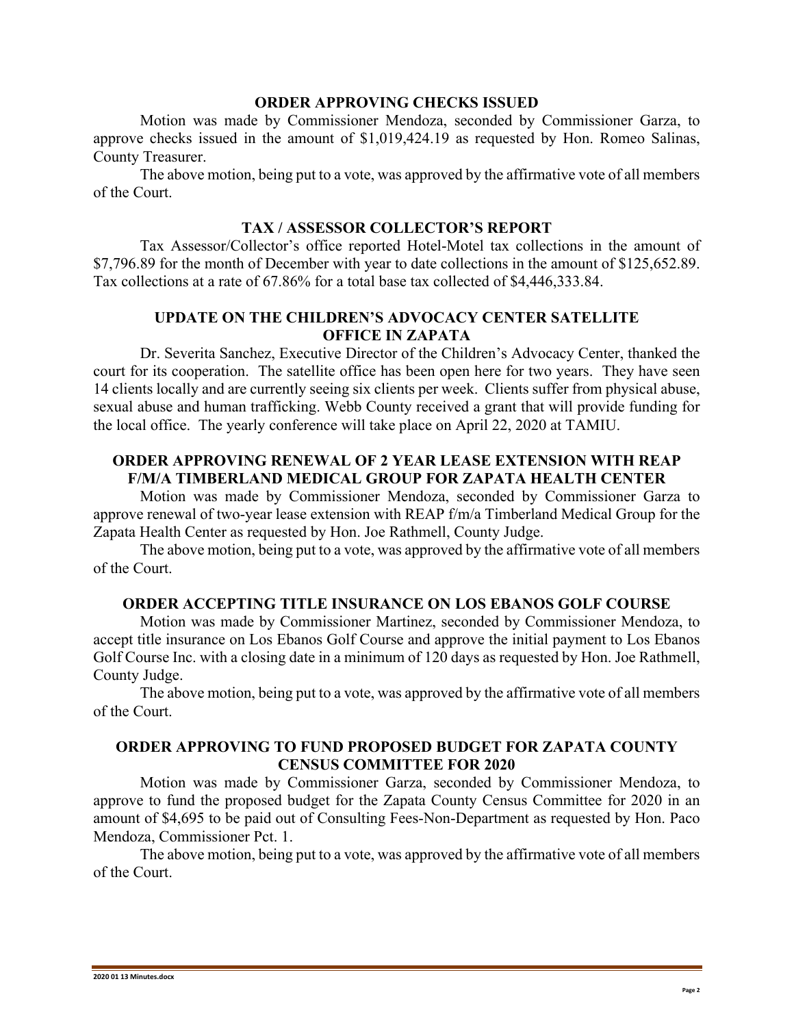## ORDER APPROVING CHECKS ISSUED

Motion was made by Commissioner Mendoza, seconded by Commissioner Garza, to approve checks issued in the amount of $1,019,424.19 as requested by Hon. Romeo Salinas, County Treasurer.

The above motion, being put to a vote, was approved by the affirmative vote of all members of the Court.

## TAX / ASSESSOR COLLECTOR'S REPORT

Tax Assessor/Collector's office reported Hotel-Motel tax collections in the amount of $7,796.89 for the month of December with year to date collections in the amount of $125,652.89. Tax collections at a rate of 67.86% for a total base tax collected of $4,446,333.84.

## UPDATE ON THE CHILDREN'S ADVOCACY CENTER SATELLITE OFFICE IN ZAPATA

Dr. Severita Sanchez, Executive Director of the Children's Advocacy Center, thanked the court for its cooperation. The satellite office has been open here for two years. They have seen 14 clients locally and are currently seeing six clients per week. Clients suffer from physical abuse, sexual abuse and human trafficking. Webb County received a grant that will provide funding for the local office. The yearly conference will take place on April 22, 2020 at TAMIU.

## ORDER APPROVING RENEWAL OF 2 YEAR LEASE EXTENSION WITH REAP F/M/A TIMBERLAND MEDICAL GROUP FOR ZAPATA HEALTH CENTER

Motion was made by Commissioner Mendoza, seconded by Commissioner Garza to approve renewal of two-year lease extension with REAP f/m/a Timberland Medical Group for the Zapata Health Center as requested by Hon. Joe Rathmell, County Judge.

The above motion, being put to a vote, was approved by the affirmative vote of all members of the Court.

## ORDER ACCEPTING TITLE INSURANCE ON LOS EBANOS GOLF COURSE

Motion was made by Commissioner Martinez, seconded by Commissioner Mendoza, to accept title insurance on Los Ebanos Golf Course and approve the initial payment to Los Ebanos Golf Course Inc. with a closing date in a minimum of 120 days as requested by Hon. Joe Rathmell, County Judge.

The above motion, being put to a vote, was approved by the affirmative vote of all members of the Court.

## ORDER APPROVING TO FUND PROPOSED BUDGET FOR ZAPATA COUNTY CENSUS COMMITTEE FOR 2020

Motion was made by Commissioner Garza, seconded by Commissioner Mendoza, to approve to fund the proposed budget for the Zapata County Census Committee for 2020 in an amount of $4,695 to be paid out of Consulting Fees-Non-Department as requested by Hon. Paco Mendoza, Commissioner Pct. 1.

The above motion, being put to a vote, was approved by the affirmative vote of all members of the Court.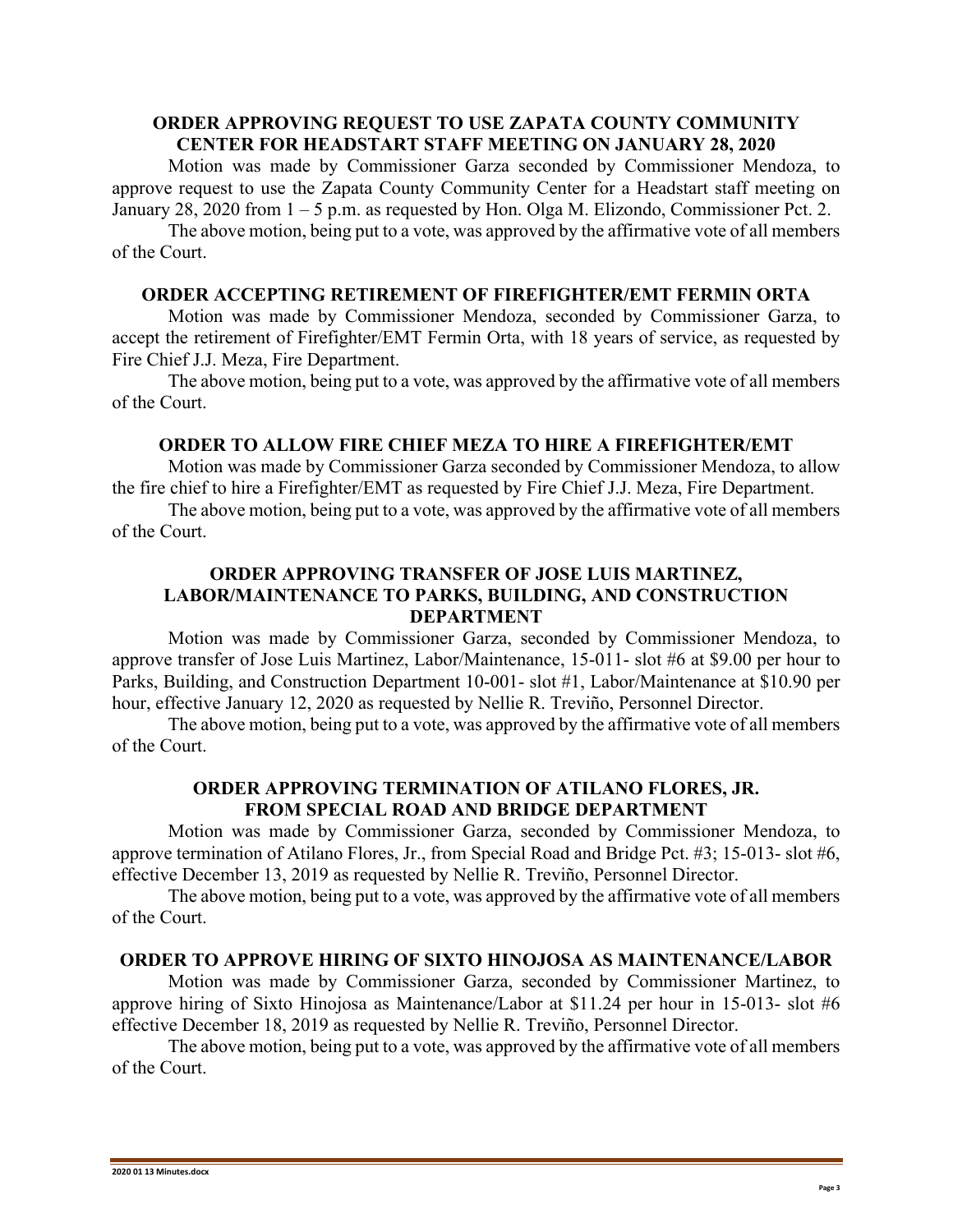**ORDER APPROVING REQUEST TO USE ZAPATA COUNTY COMMUNITY CENTER FOR HEADSTART STAFF MEETING ON JANUARY 28, 2020**

Motion was made by Commissioner Garza seconded by Commissioner Mendoza, to approve request to use the Zapata County Community Center for a Headstart staff meeting on January 28, 2020 from 1 – 5 p.m. as requested by Hon. Olga M. Elizondo, Commissioner Pct. 2.

The above motion, being put to a vote, was approved by the affirmative vote of all members of the Court.

**ORDER ACCEPTING RETIREMENT OF FIREFIGHTER/EMT FERMIN ORTA**

Motion was made by Commissioner Mendoza, seconded by Commissioner Garza, to accept the retirement of Firefighter/EMT Fermin Orta, with 18 years of service, as requested by Fire Chief J.J. Meza, Fire Department.

The above motion, being put to a vote, was approved by the affirmative vote of all members of the Court.

**ORDER TO ALLOW FIRE CHIEF MEZA TO HIRE A FIREFIGHTER/EMT**

Motion was made by Commissioner Garza seconded by Commissioner Mendoza, to allow the fire chief to hire a Firefighter/EMT as requested by Fire Chief J.J. Meza, Fire Department.

The above motion, being put to a vote, was approved by the affirmative vote of all members of the Court.

**ORDER APPROVING TRANSFER OF JOSE LUIS MARTINEZ, LABOR/MAINTENANCE TO PARKS, BUILDING, AND CONSTRUCTION DEPARTMENT**

Motion was made by Commissioner Garza, seconded by Commissioner Mendoza, to approve transfer of Jose Luis Martinez, Labor/Maintenance, 15-011- slot #6 at $9.00 per hour to Parks, Building, and Construction Department 10-001- slot #1, Labor/Maintenance at $10.90 per hour, effective January 12, 2020 as requested by Nellie R. Treviño, Personnel Director.

The above motion, being put to a vote, was approved by the affirmative vote of all members of the Court.

**ORDER APPROVING TERMINATION OF ATILANO FLORES, JR. FROM SPECIAL ROAD AND BRIDGE DEPARTMENT**

Motion was made by Commissioner Garza, seconded by Commissioner Mendoza, to approve termination of Atilano Flores, Jr., from Special Road and Bridge Pct. #3; 15-013- slot #6, effective December 13, 2019 as requested by Nellie R. Treviño, Personnel Director.

The above motion, being put to a vote, was approved by the affirmative vote of all members of the Court.

**ORDER TO APPROVE HIRING OF SIXTO HINOJOSA AS MAINTENANCE/LABOR**

Motion was made by Commissioner Garza, seconded by Commissioner Martinez, to approve hiring of Sixto Hinojosa as Maintenance/Labor at $11.24 per hour in 15-013- slot #6 effective December 18, 2019 as requested by Nellie R. Treviño, Personnel Director.

The above motion, being put to a vote, was approved by the affirmative vote of all members of the Court.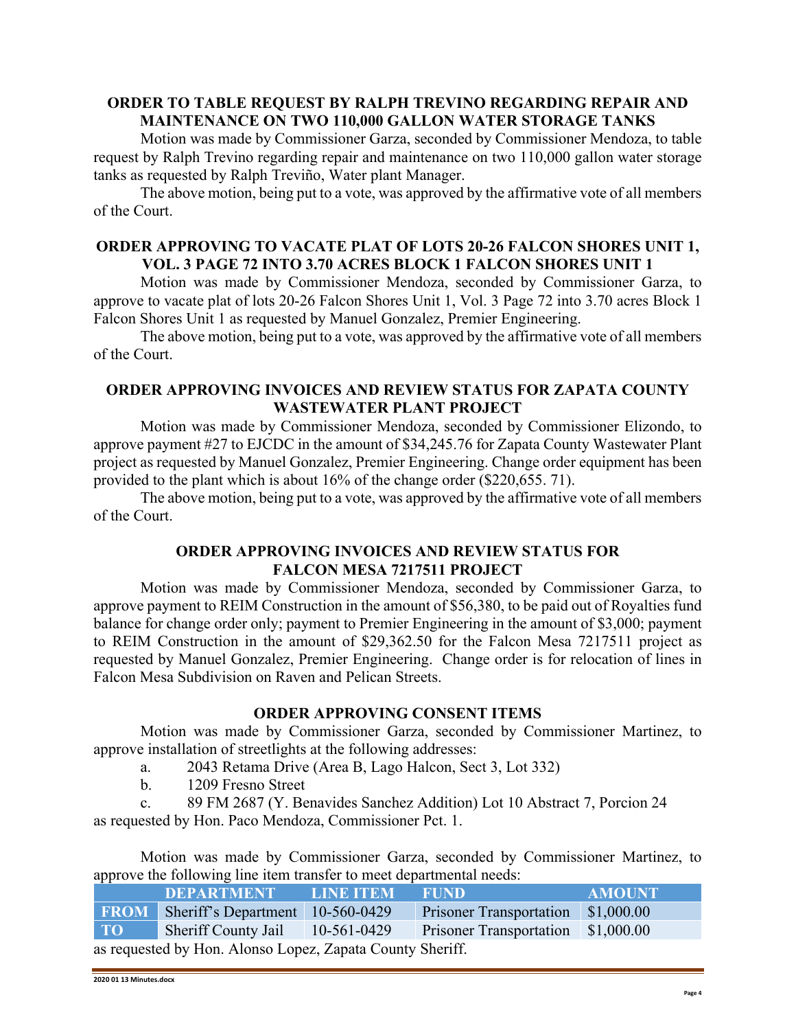## ORDER TO TABLE REQUEST BY RALPH TREVINO REGARDING REPAIR AND MAINTENANCE ON TWO 110,000 GALLON WATER STORAGE TANKS

Motion was made by Commissioner Garza, seconded by Commissioner Mendoza, to table request by Ralph Trevino regarding repair and maintenance on two 110,000 gallon water storage tanks as requested by Ralph Treviño, Water plant Manager.

The above motion, being put to a vote, was approved by the affirmative vote of all members of the Court.

## ORDER APPROVING TO VACATE PLAT OF LOTS 20-26 FALCON SHORES UNIT 1, VOL. 3 PAGE 72 INTO 3.70 ACRES BLOCK 1 FALCON SHORES UNIT 1

Motion was made by Commissioner Mendoza, seconded by Commissioner Garza, to approve to vacate plat of lots 20-26 Falcon Shores Unit 1, Vol. 3 Page 72 into 3.70 acres Block 1 Falcon Shores Unit 1 as requested by Manuel Gonzalez, Premier Engineering.

The above motion, being put to a vote, was approved by the affirmative vote of all members of the Court.

## ORDER APPROVING INVOICES AND REVIEW STATUS FOR ZAPATA COUNTY WASTEWATER PLANT PROJECT

Motion was made by Commissioner Mendoza, seconded by Commissioner Elizondo, to approve payment #27 to EJCDC in the amount of $34,245.76 for Zapata County Wastewater Plant project as requested by Manuel Gonzalez, Premier Engineering. Change order equipment has been provided to the plant which is about 16% of the change order ($220,655. 71).

The above motion, being put to a vote, was approved by the affirmative vote of all members of the Court.

## ORDER APPROVING INVOICES AND REVIEW STATUS FOR FALCON MESA 7217511 PROJECT

Motion was made by Commissioner Mendoza, seconded by Commissioner Garza, to approve payment to REIM Construction in the amount of $56,380, to be paid out of Royalties fund balance for change order only; payment to Premier Engineering in the amount of $3,000; payment to REIM Construction in the amount of $29,362.50 for the Falcon Mesa 7217511 project as requested by Manuel Gonzalez, Premier Engineering. Change order is for relocation of lines in Falcon Mesa Subdivision on Raven and Pelican Streets.

## ORDER APPROVING CONSENT ITEMS

Motion was made by Commissioner Garza, seconded by Commissioner Martinez, to approve installation of streetlights at the following addresses:

a. 2043 Retama Drive (Area B, Lago Halcon, Sect 3, Lot 332)
b. 1209 Fresno Street
c. 89 FM 2687 (Y. Benavides Sanchez Addition) Lot 10 Abstract 7, Porcion 24

as requested by Hon. Paco Mendoza, Commissioner Pct. 1.

Motion was made by Commissioner Garza, seconded by Commissioner Martinez, to approve the following line item transfer to meet departmental needs:

| | DEPARTMENT | LINE ITEM | FUND | AMOUNT |
|---|---|---|---|---|
| FROM | Sheriff's Department | 10-560-0429 | Prisoner Transportation | $1,000.00 |
| TO | Sheriff County Jail | 10-561-0429 | Prisoner Transportation | $1,000.00 |

as requested by Hon. Alonso Lopez, Zapata County Sheriff.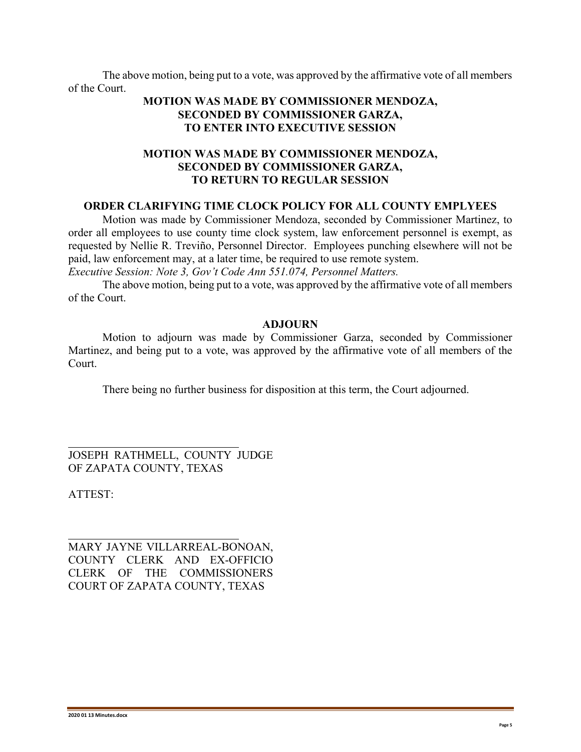The above motion, being put to a vote, was approved by the affirmative vote of all members of the Court.

**MOTION WAS MADE BY COMMISSIONER MENDOZA, SECONDED BY COMMISSIONER GARZA, TO ENTER INTO EXECUTIVE SESSION**

**MOTION WAS MADE BY COMMISSIONER MENDOZA, SECONDED BY COMMISSIONER GARZA, TO RETURN TO REGULAR SESSION**

**ORDER CLARIFYING TIME CLOCK POLICY FOR ALL COUNTY EMPLYEES**

Motion was made by Commissioner Mendoza, seconded by Commissioner Martinez, to order all employees to use county time clock system, law enforcement personnel is exempt, as requested by Nellie R. Treviño, Personnel Director. Employees punching elsewhere will not be paid, law enforcement may, at a later time, be required to use remote system.

*Executive Session: Note 3, Gov't Code Ann 551.074, Personnel Matters.*

The above motion, being put to a vote, was approved by the affirmative vote of all members of the Court.

**ADJOURN**

Motion to adjourn was made by Commissioner Garza, seconded by Commissioner Martinez, and being put to a vote, was approved by the affirmative vote of all members of the Court.

There being no further business for disposition at this term, the Court adjourned.

\_\_\_\_\_\_\_\_\_\_\_\_\_\_\_\_\_\_\_\_\_\_\_\_\_\_\_\_\_\_

JOSEPH RATHMELL, COUNTY JUDGE OF ZAPATA COUNTY, TEXAS

ATTEST:

\_\_\_\_\_\_\_\_\_\_\_\_\_\_\_\_\_\_\_\_\_\_\_\_\_\_\_\_\_\_

MARY JAYNE VILLARREAL-BONOAN, COUNTY CLERK AND EX-OFFICIO CLERK OF THE COMMISSIONERS COURT OF ZAPATA COUNTY, TEXAS